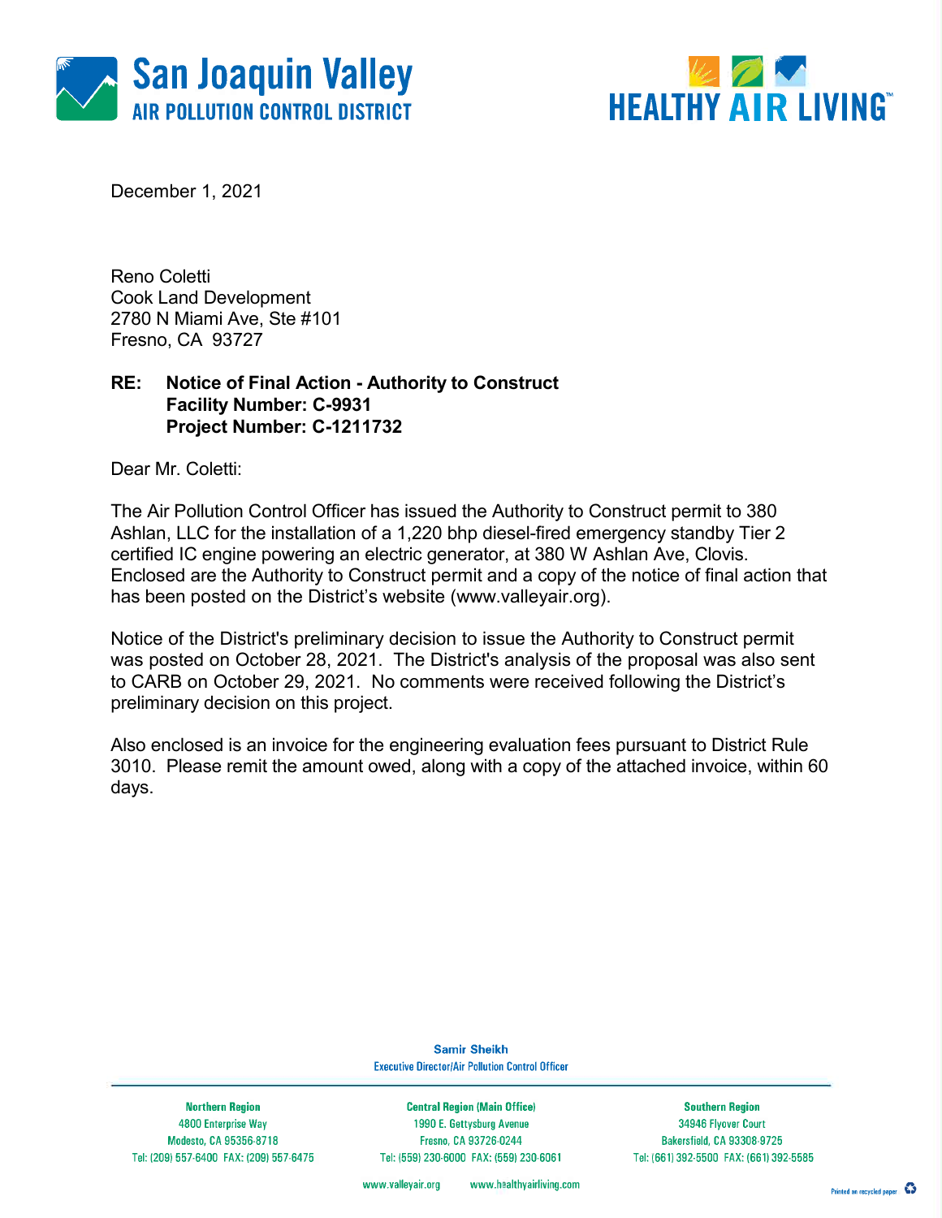San Joaquin Valley
AIR POLLUTION CONTROL DISTRICT

HEALTHY AIR LIVING™

December 1, 2021

Reno Coletti
Cook Land Development
2780 N Miami Ave, Ste #101
Fresno, CA 93727

**RE: Notice of Final Action - Authority to Construct**
**Facility Number: C-9931**
**Project Number: C-1211732**

Dear Mr. Coletti:

The Air Pollution Control Officer has issued the Authority to Construct permit to 380 Ashlan, LLC for the installation of a 1,220 bhp diesel-fired emergency standby Tier 2 certified IC engine powering an electric generator, at 380 W Ashlan Ave, Clovis. Enclosed are the Authority to Construct permit and a copy of the notice of final action that has been posted on the District's website (www.valleyair.org).

Notice of the District's preliminary decision to issue the Authority to Construct permit was posted on October 28, 2021. The District's analysis of the proposal was also sent to CARB on October 29, 2021. No comments were received following the District's preliminary decision on this project.

Also enclosed is an invoice for the engineering evaluation fees pursuant to District Rule 3010. Please remit the amount owed, along with a copy of the attached invoice, within 60 days.

**Samir Sheikh**
Executive Director/Air Pollution Control Officer

| Northern Region | Central Region (Main Office) | Southern Region |
|---|---|---|
| 4800 Enterprise Way | 1990 E. Gettysburg Avenue | 34946 Flyover Court |
| Modesto, CA 95356-8718 | Fresno, CA 93726-0244 | Bakersfield, CA 93308-9725 |
| Tel: (209) 557-6400 FAX: (209) 557-6475 | Tel: (559) 230-6000 FAX: (559) 230-6061 | Tel: (661) 392-5500 FAX: (661) 392-5585 |

www.valleyair.org www.healthyairliving.com

Printed on recycled paper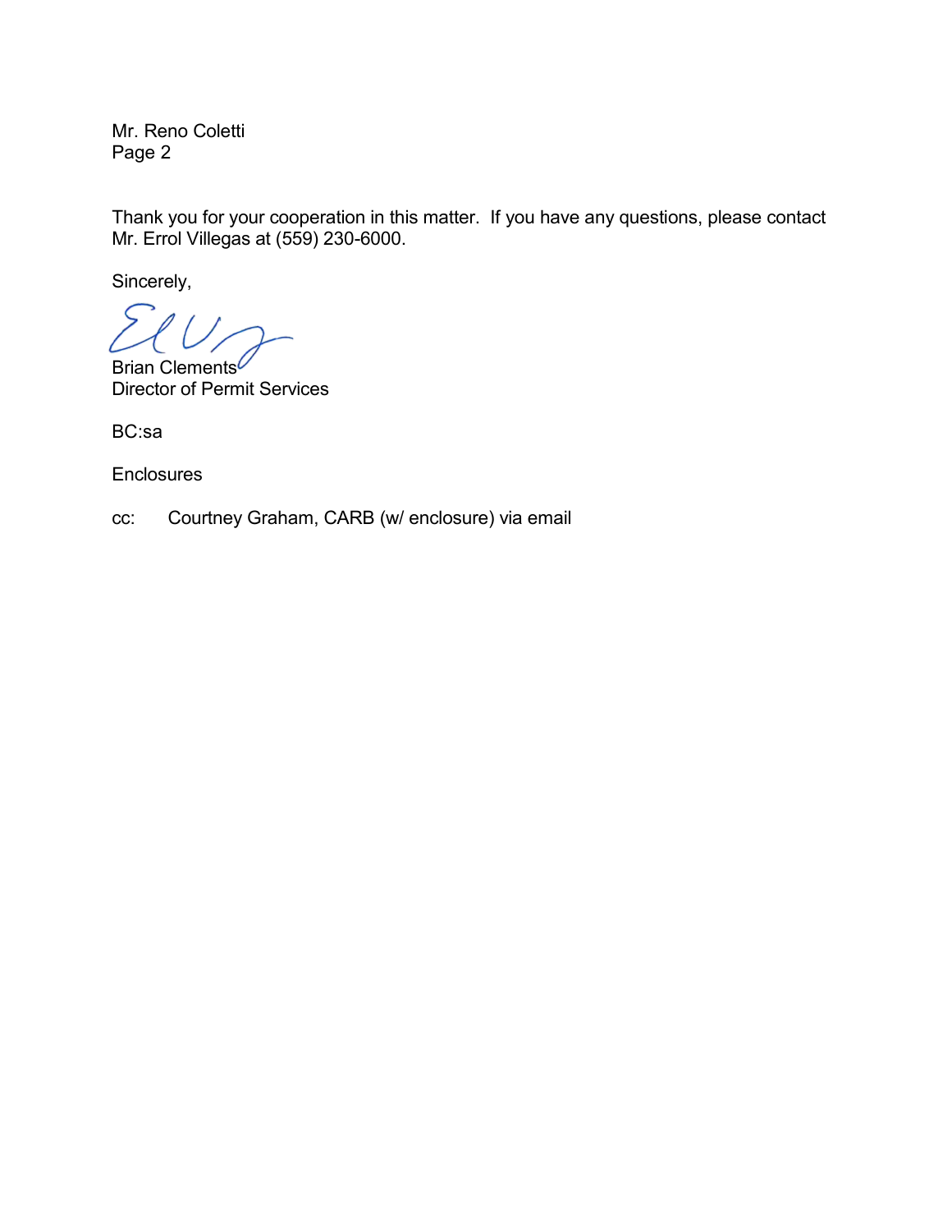Mr. Reno Coletti
Page 2

Thank you for your cooperation in this matter. If you have any questions, please contact Mr. Errol Villegas at (559) 230-6000.

Sincerely,

Brian Clements
Director of Permit Services

BC:sa

Enclosures

cc: Courtney Graham, CARB (w/ enclosure) via email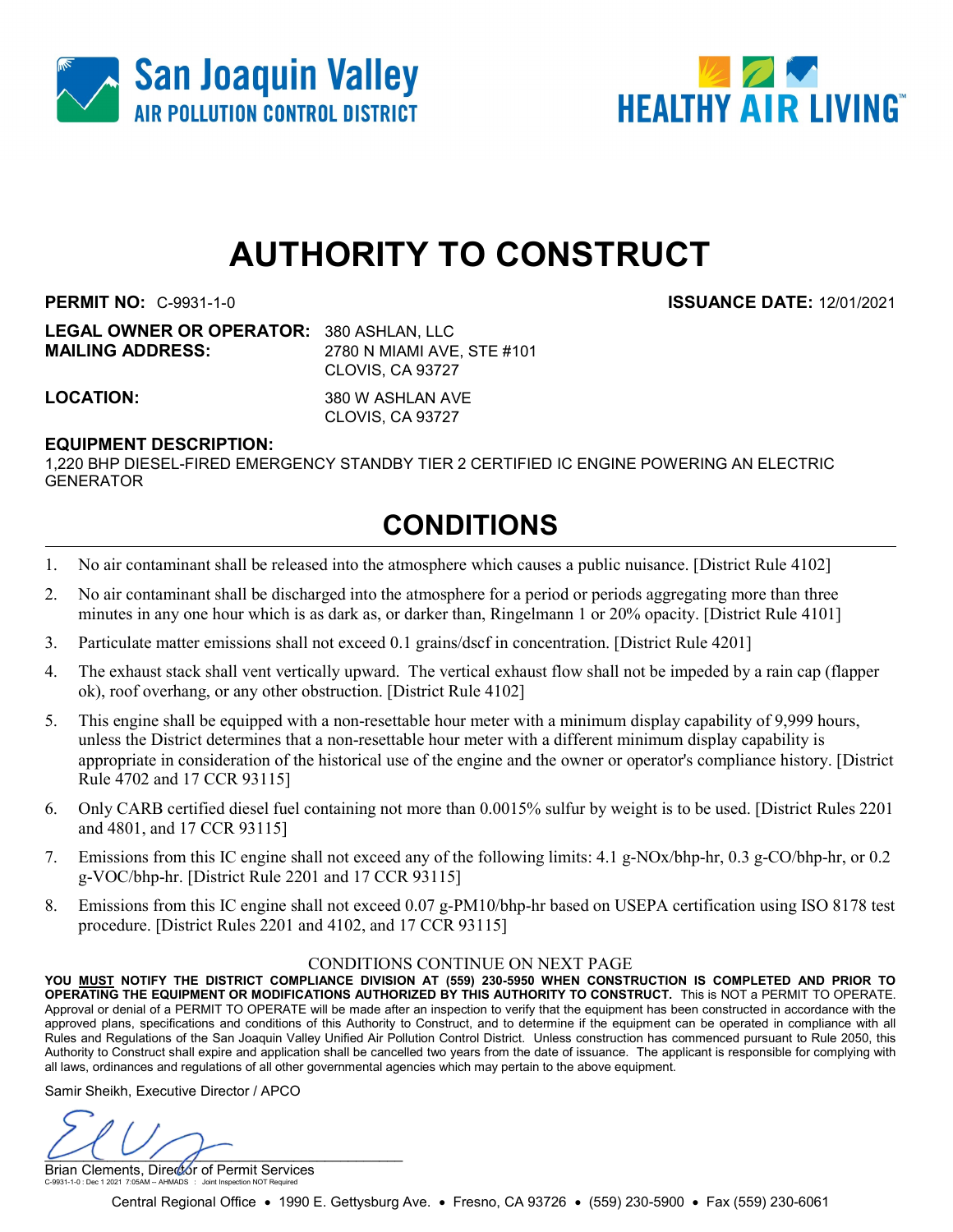San Joaquin Valley
AIR POLLUTION CONTROL DISTRICT

HEALTHY AIR LIVING™

# AUTHORITY TO CONSTRUCT

**PERMIT NO:** C-9931-1-0 **ISSUANCE DATE:** 12/01/2021

**LEGAL OWNER OR OPERATOR:** 380 ASHLAN, LLC
**MAILING ADDRESS:** 2780 N MIAMI AVE, STE #101
CLOVIS, CA 93727

**LOCATION:** 380 W ASHLAN AVE
CLOVIS, CA 93727

**EQUIPMENT DESCRIPTION:**
1,220 BHP DIESEL-FIRED EMERGENCY STANDBY TIER 2 CERTIFIED IC ENGINE POWERING AN ELECTRIC GENERATOR

## CONDITIONS

1. No air contaminant shall be released into the atmosphere which causes a public nuisance. [District Rule 4102]
2. No air contaminant shall be discharged into the atmosphere for a period or periods aggregating more than three minutes in any one hour which is as dark as, or darker than, Ringelmann 1 or 20% opacity. [District Rule 4101]
3. Particulate matter emissions shall not exceed 0.1 grains/dscf in concentration. [District Rule 4201]
4. The exhaust stack shall vent vertically upward. The vertical exhaust flow shall not be impeded by a rain cap (flapper ok), roof overhang, or any other obstruction. [District Rule 4102]
5. This engine shall be equipped with a non-resettable hour meter with a minimum display capability of 9,999 hours, unless the District determines that a non-resettable hour meter with a different minimum display capability is appropriate in consideration of the historical use of the engine and the owner or operator's compliance history. [District Rule 4702 and 17 CCR 93115]
6. Only CARB certified diesel fuel containing not more than 0.0015% sulfur by weight is to be used. [District Rules 2201 and 4801, and 17 CCR 93115]
7. Emissions from this IC engine shall not exceed any of the following limits: 4.1 g-NOx/bhp-hr, 0.3 g-CO/bhp-hr, or 0.2 g-VOC/bhp-hr. [District Rule 2201 and 17 CCR 93115]
8. Emissions from this IC engine shall not exceed 0.07 g-PM10/bhp-hr based on USEPA certification using ISO 8178 test procedure. [District Rules 2201 and 4102, and 17 CCR 93115]

CONDITIONS CONTINUE ON NEXT PAGE

**YOU MUST NOTIFY THE DISTRICT COMPLIANCE DIVISION AT (559) 230-5950 WHEN CONSTRUCTION IS COMPLETED AND PRIOR TO OPERATING THE EQUIPMENT OR MODIFICATIONS AUTHORIZED BY THIS AUTHORITY TO CONSTRUCT.** This is NOT a PERMIT TO OPERATE. Approval or denial of a PERMIT TO OPERATE will be made after an inspection to verify that the equipment has been constructed in accordance with the approved plans, specifications and conditions of this Authority to Construct, and to determine if the equipment can be operated in compliance with all Rules and Regulations of the San Joaquin Valley Unified Air Pollution Control District. Unless construction has commenced pursuant to Rule 2050, this Authority to Construct shall expire and application shall be cancelled two years from the date of issuance. The applicant is responsible for complying with all laws, ordinances and regulations of all other governmental agencies which may pertain to the above equipment.

Samir Sheikh, Executive Director / APCO

Brian Clements, Director of Permit Services

C-9931-1-0 : Dec 1 2021 7:05AM -- AHMADS : Joint Inspection NOT Required

Central Regional Office • 1990 E. Gettysburg Ave. • Fresno, CA 93726 • (559) 230-5900 • Fax (559) 230-6061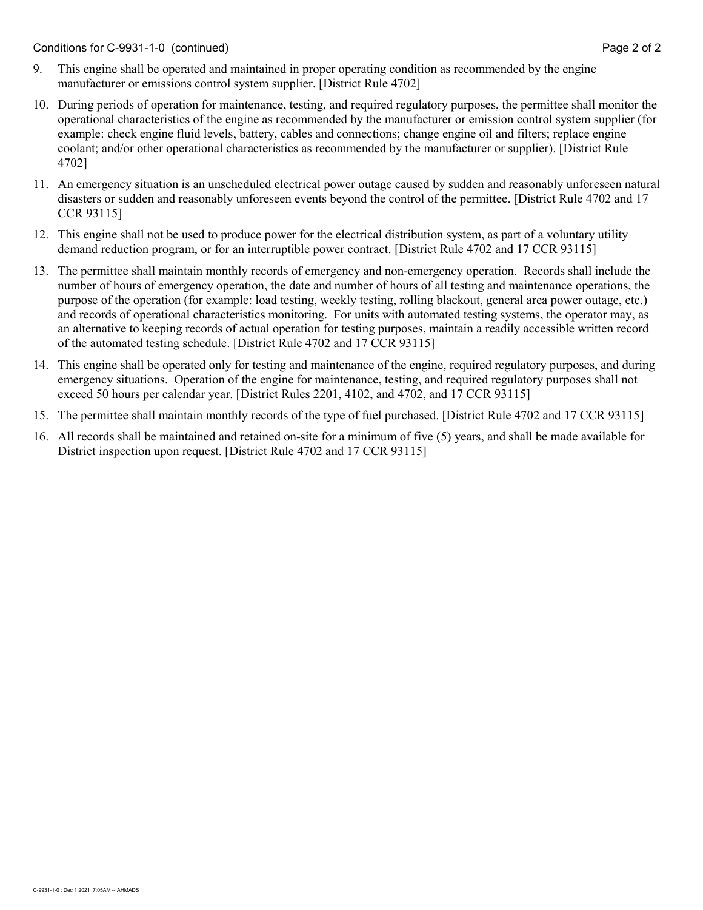9. This engine shall be operated and maintained in proper operating condition as recommended by the engine manufacturer or emissions control system supplier. [District Rule 4702]

10. During periods of operation for maintenance, testing, and required regulatory purposes, the permittee shall monitor the operational characteristics of the engine as recommended by the manufacturer or emission control system supplier (for example: check engine fluid levels, battery, cables and connections; change engine oil and filters; replace engine coolant; and/or other operational characteristics as recommended by the manufacturer or supplier). [District Rule 4702]

11. An emergency situation is an unscheduled electrical power outage caused by sudden and reasonably unforeseen natural disasters or sudden and reasonably unforeseen events beyond the control of the permittee. [District Rule 4702 and 17 CCR 93115]

12. This engine shall not be used to produce power for the electrical distribution system, as part of a voluntary utility demand reduction program, or for an interruptible power contract. [District Rule 4702 and 17 CCR 93115]

13. The permittee shall maintain monthly records of emergency and non-emergency operation. Records shall include the number of hours of emergency operation, the date and number of hours of all testing and maintenance operations, the purpose of the operation (for example: load testing, weekly testing, rolling blackout, general area power outage, etc.) and records of operational characteristics monitoring. For units with automated testing systems, the operator may, as an alternative to keeping records of actual operation for testing purposes, maintain a readily accessible written record of the automated testing schedule. [District Rule 4702 and 17 CCR 93115]

14. This engine shall be operated only for testing and maintenance of the engine, required regulatory purposes, and during emergency situations. Operation of the engine for maintenance, testing, and required regulatory purposes shall not exceed 50 hours per calendar year. [District Rules 2201, 4102, and 4702, and 17 CCR 93115]

15. The permittee shall maintain monthly records of the type of fuel purchased. [District Rule 4702 and 17 CCR 93115]

16. All records shall be maintained and retained on-site for a minimum of five (5) years, and shall be made available for District inspection upon request. [District Rule 4702 and 17 CCR 93115]